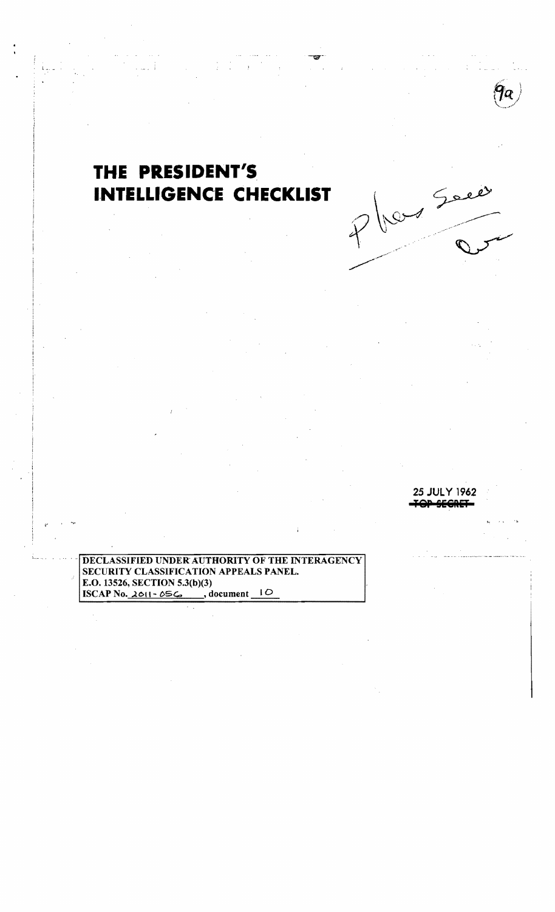# THE PRESIDENT'S INTELLIGENCE CHECKLIST

25 JULY 1962

~~TOP SECRET~~

DECLASSIFIED UNDER AUTHORITY OF THE INTERAGENCY SECURITY CLASSIFICATION APPEALS PANEL.
E.O. 13526, SECTION 5.3(b)(3)
ISCAP No. 2011-056, document 10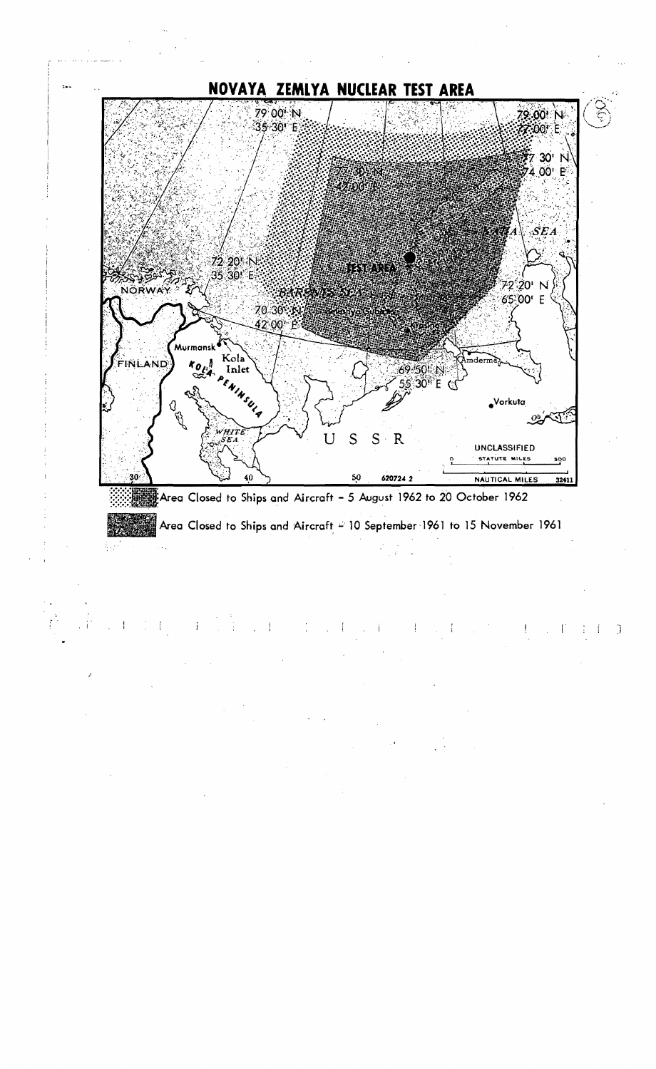## NOVAYA ZEMLYA NUCLEAR TEST AREA

79 00' N
35 30' E

79 00' N
77 00' E

77 30' N
74 00' E

77 30' N
42 00' E

KARA SEA

TEST AREA

72 20' N
35 30' E

72 20' N
65 00' E

NORWAY

BARENTS SEA

70 30' N
42 00' E

Belushya Guba

Krasino

Murmansk

Kola Inlet

FINLAND

KOLA PENINSULA

69 50' N
55 30' E

Amderma

Vorkuta

Ob'

WHITE SEA

U S S R

UNCLASSIFIED

STATUTE MILES 300

NAUTICAL MILES

30 40 50 620724 2 32411

Area Closed to Ships and Aircraft - 5 August 1962 to 20 October 1962

Area Closed to Ships and Aircraft - 10 September 1961 to 15 November 1961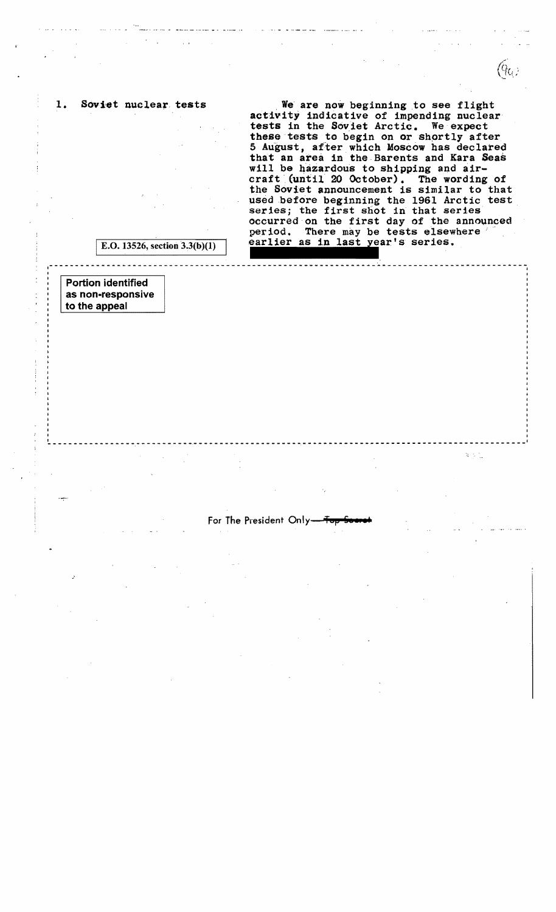1. **Soviet nuclear tests**

We are now beginning to see flight activity indicative of impending nuclear tests in the Soviet Arctic. We expect these tests to begin on or shortly after 5 August, after which Moscow has declared that an area in the Barents and Kara Seas will be hazardous to shipping and aircraft (until 20 October). The wording of the Soviet announcement is similar to that used before beginning the 1961 Arctic test series; the first shot in that series occurred on the first day of the announced period. There may be tests elsewhere earlier as in last year's series.

E.O. 13526, section 3.3(b)(1)

Portion identified as non-responsive to the appeal

For The President Only—~~Top Secret~~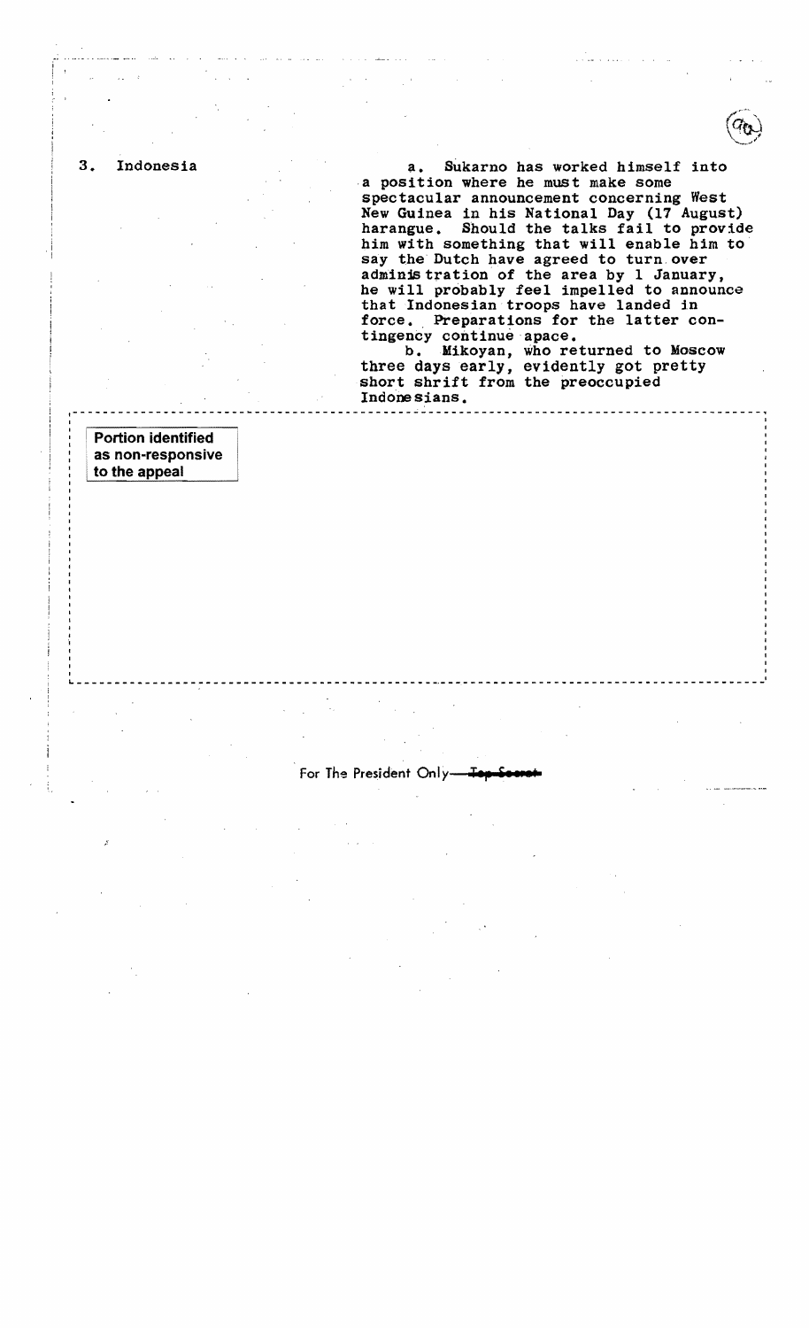3. Indonesia

a. Sukarno has worked himself into a position where he must make some spectacular announcement concerning West New Guinea in his National Day (17 August) harangue. Should the talks fail to provide him with something that will enable him to say the Dutch have agreed to turn over administration of the area by 1 January, he will probably feel impelled to announce that Indonesian troops have landed in force. Preparations for the latter contingency continue apace.

b. Mikoyan, who returned to Moscow three days early, evidently got pretty short shrift from the preoccupied Indonesians.

Portion identified as non-responsive to the appeal

For The President Only—~~Top Secret~~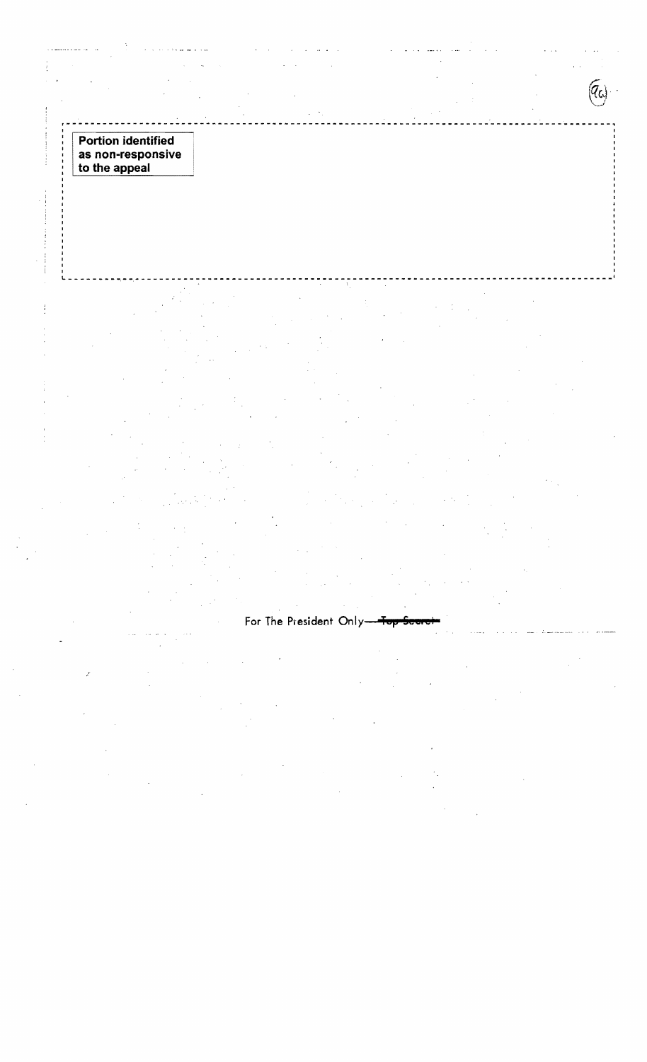(9a)

**Portion identified as non-responsive to the appeal**

For The President Only—~~Top Secret~~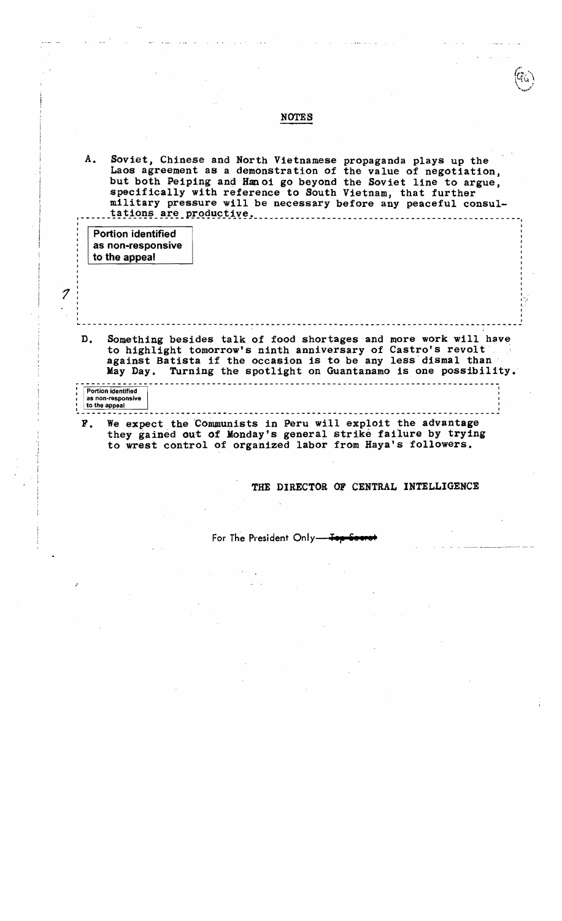## NOTES

A. Soviet, Chinese and North Vietnamese propaganda plays up the Laos agreement as a demonstration of the value of negotiation, but both Peiping and Hanoi go beyond the Soviet line to argue, specifically with reference to South Vietnam, that further military pressure will be necessary before any peaceful consultations are productive.

Portion identified as non-responsive to the appeal

D. Something besides talk of food shortages and more work will have to highlight tomorrow's ninth anniversary of Castro's revolt against Batista if the occasion is to be any less dismal than May Day. Turning the spotlight on Guantanamo is one possibility.

Portion identified as non-responsive to the appeal

F. We expect the Communists in Peru will exploit the advantage they gained out of Monday's general strike failure by trying to wrest control of organized labor from Haya's followers.

THE DIRECTOR OF CENTRAL INTELLIGENCE

For The President Only—~~Top Secret~~